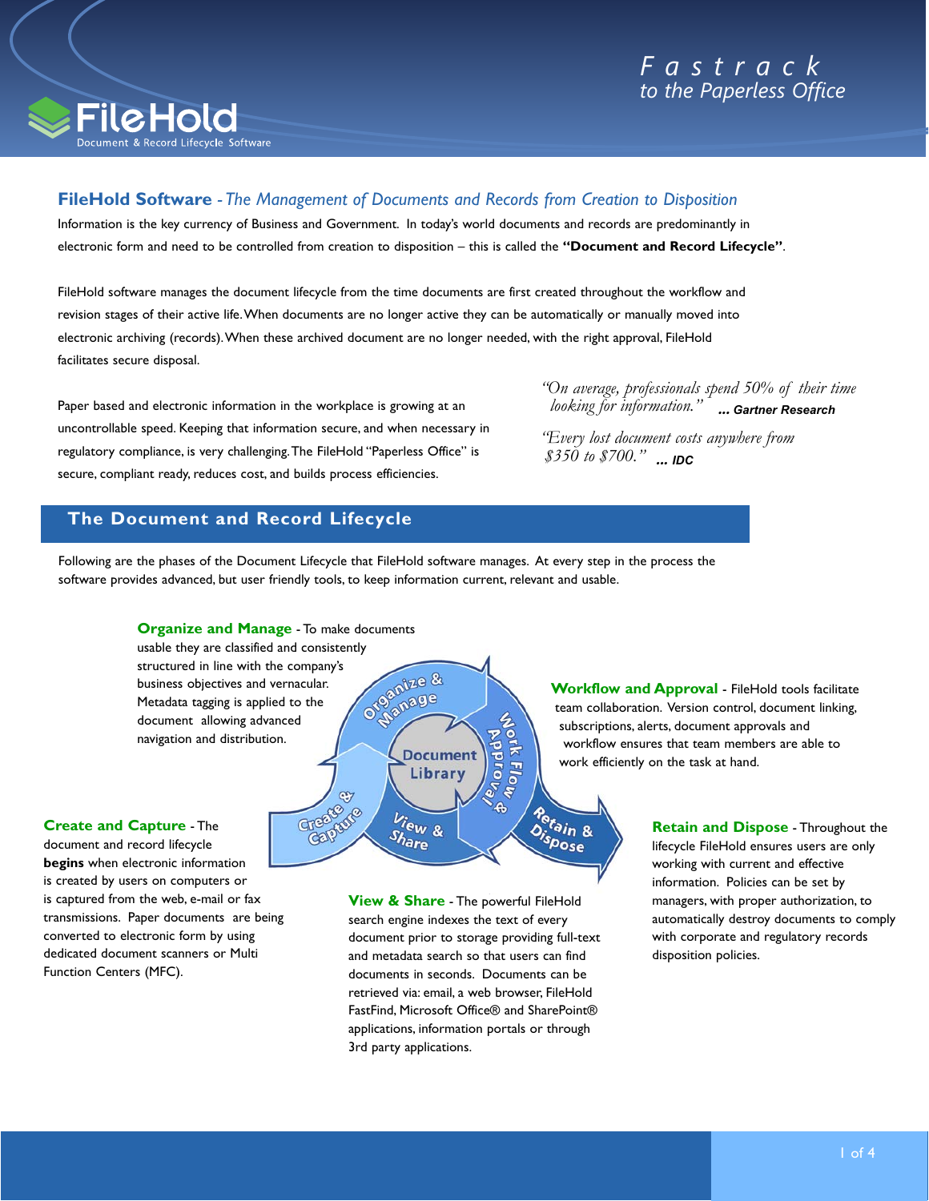# FileHold Software - *The Management of Documents and Records from Creation to Disposition*

Information is the key currency of Business and Government. In today's world documents and records are predominantly in electronic form and need to be controlled from creation to disposition – this is called the **"Document and Record Lifecycle"**.

FileHold software manages the document lifecycle from the time documents are first created throughout the workflow and revision stages of their active life. When documents are no longer active they can be automatically or manually moved into electronic archiving (records). When these archived document are no longer needed, with the right approval, FileHold facilitates secure disposal.

Paper based and electronic information in the workplace is growing at an uncontrollable speed. Keeping that information secure, and when necessary in regulatory compliance, is very challenging. The FileHold "Paperless Office" is secure, compliant ready, reduces cost, and builds process efficiencies.

*"On average, professionals spend 50% of their time looking for information."* **... Gartner Research**

*"Every lost document costs anywhere from $350 to $700."* **... IDC**

## The Document and Record Lifecycle

Following are the phases of the Document Lifecycle that FileHold software manages. At every step in the process the software provides advanced, but user friendly tools, to keep information current, relevant and usable.

**Create and Capture** - The document and record lifecycle **begins** when electronic information is created by users on computers or is captured from the web, e-mail or fax transmissions. Paper documents are being converted to electronic form by using dedicated document scanners or Multi Function Centers (MFC).

**Organize and Manage** - To make documents usable they are classified and consistently structured in line with the company's business objectives and vernacular. Metadata tagging is applied to the document allowing advanced navigation and distribution.

**Workflow and Approval** - FileHold tools facilitate team collaboration. Version control, document linking, subscriptions, alerts, document approvals and workflow ensures that team members are able to work efficiently on the task at hand.

**View & Share** - The powerful FileHold search engine indexes the text of every document prior to storage providing full-text and metadata search so that users can find documents in seconds. Documents can be retrieved via: email, a web browser, FileHold FastFind, Microsoft Office® and SharePoint® applications, information portals or through 3rd party applications.

**Retain and Dispose** - Throughout the lifecycle FileHold ensures users are only working with current and effective information. Policies can be set by managers, with proper authorization, to automatically destroy documents to comply with corporate and regulatory records disposition policies.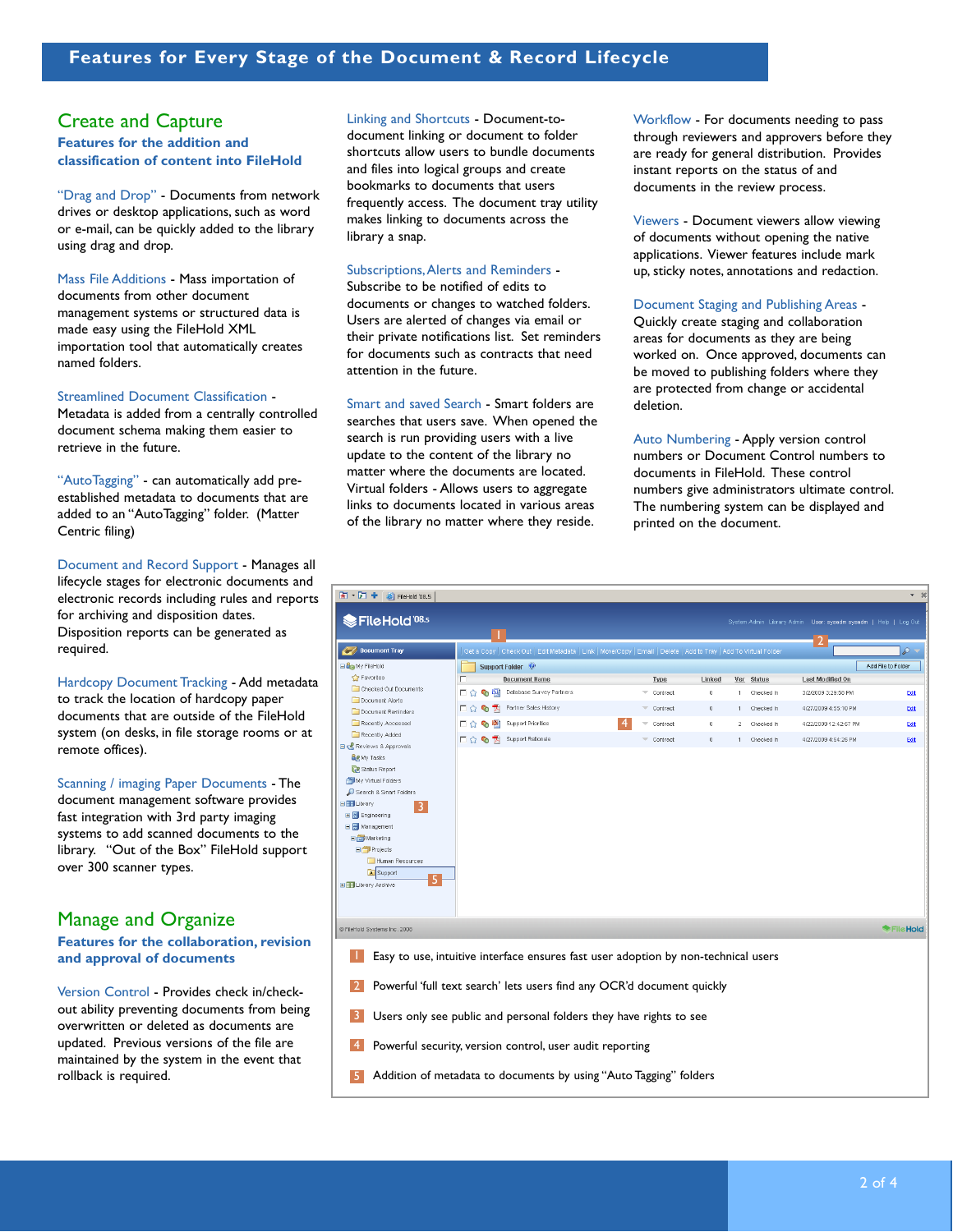# Features for Every Stage of the Document & Record Lifecycle

## Create and Capture

### Features for the addition and classification of content into FileHold

"Drag and Drop" - Documents from network drives or desktop applications, such as word or e-mail, can be quickly added to the library using drag and drop.

Mass File Additions - Mass importation of documents from other document management systems or structured data is made easy using the FileHold XML importation tool that automatically creates named folders.

Streamlined Document Classification - Metadata is added from a centrally controlled document schema making them easier to retrieve in the future.

"AutoTagging" - can automatically add pre-established metadata to documents that are added to an "AutoTagging" folder. (Matter Centric filing)

Document and Record Support - Manages all lifecycle stages for electronic documents and electronic records including rules and reports for archiving and disposition dates. Disposition reports can be generated as required.

Hardcopy Document Tracking - Add metadata to track the location of hardcopy paper documents that are outside of the FileHold system (on desks, in file storage rooms or at remote offices).

Scanning / imaging Paper Documents - The document management software provides fast integration with 3rd party imaging systems to add scanned documents to the library. "Out of the Box" FileHold support over 300 scanner types.

## Manage and Organize

### Features for the collaboration, revision and approval of documents

Version Control - Provides check in/check-out ability preventing documents from being overwritten or deleted as documents are updated. Previous versions of the file are maintained by the system in the event that rollback is required.

Linking and Shortcuts - Document-to-document linking or document to folder shortcuts allow users to bundle documents and files into logical groups and create bookmarks to documents that users frequently access. The document tray utility makes linking to documents across the library a snap.

Subscriptions, Alerts and Reminders - Subscribe to be notified of edits to documents or changes to watched folders. Users are alerted of changes via email or their private notifications list. Set reminders for documents such as contracts that need attention in the future.

Smart and saved Search - Smart folders are searches that users save. When opened the search is run providing users with a live update to the content of the library no matter where the documents are located. Virtual folders - Allows users to aggregate links to documents located in various areas of the library no matter where they reside.

Workflow - For documents needing to pass through reviewers and approvers before they are ready for general distribution. Provides instant reports on the status of and documents in the review process.

Viewers - Document viewers allow viewing of documents without opening the native applications. Viewer features include mark up, sticky notes, annotations and redaction.

Document Staging and Publishing Areas - Quickly create staging and collaboration areas for documents as they are being worked on. Once approved, documents can be moved to publishing folders where they are protected from change or accidental deletion.

Auto Numbering - Apply version control numbers or Document Control numbers to documents in FileHold. These control numbers give administrators ultimate control. The numbering system can be displayed and printed on the document.

1. Easy to use, intuitive interface ensures fast user adoption by non-technical users
2. Powerful 'full text search' lets users find any OCR'd document quickly
3. Users only see public and personal folders they have rights to see
4. Powerful security, version control, user audit reporting
5. Addition of metadata to documents by using "Auto Tagging" folders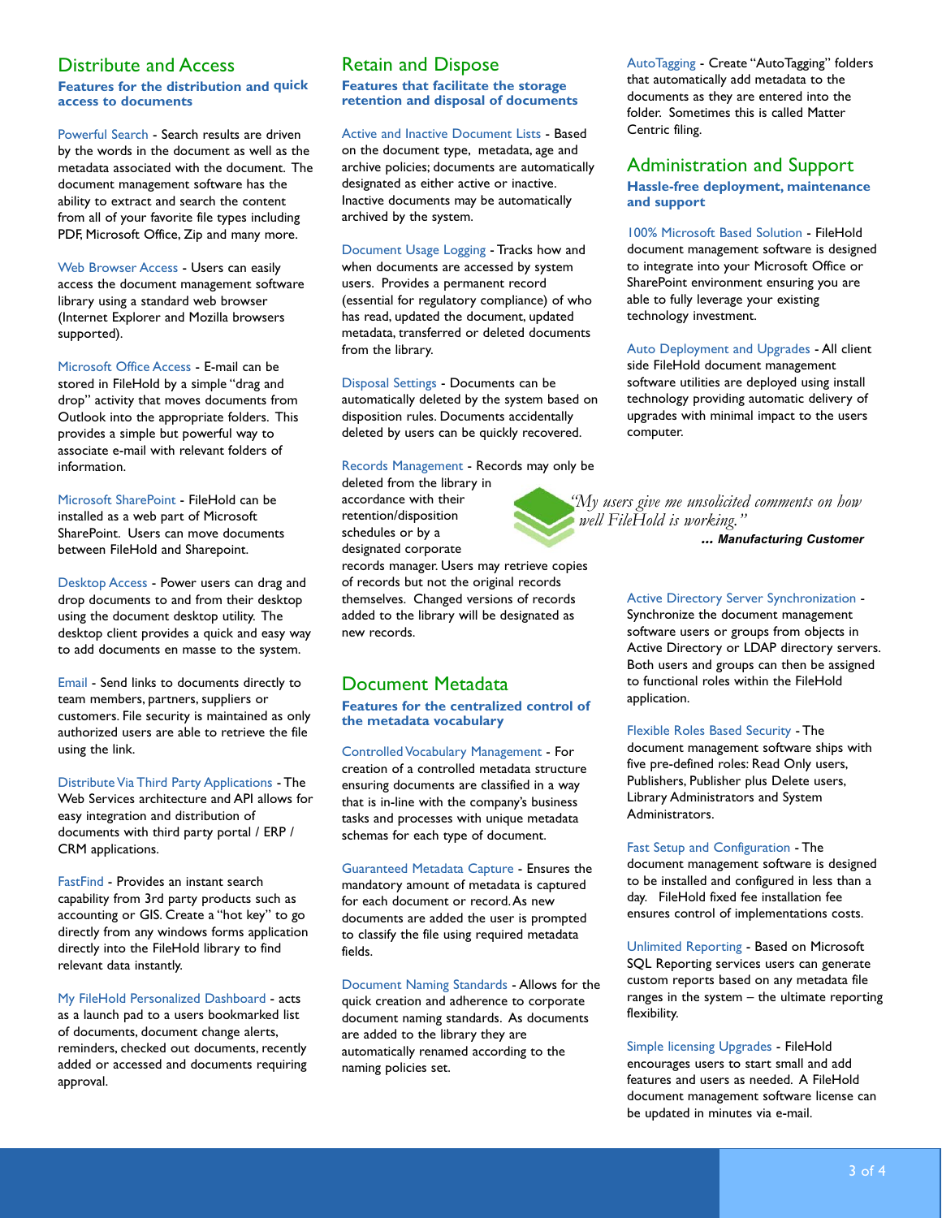## Distribute and Access

**Features for the distribution and quick access to documents**

Powerful Search - Search results are driven by the words in the document as well as the metadata associated with the document. The document management software has the ability to extract and search the content from all of your favorite file types including PDF, Microsoft Office, Zip and many more.

Web Browser Access - Users can easily access the document management software library using a standard web browser (Internet Explorer and Mozilla browsers supported).

Microsoft Office Access - E-mail can be stored in FileHold by a simple "drag and drop" activity that moves documents from Outlook into the appropriate folders. This provides a simple but powerful way to associate e-mail with relevant folders of information.

Microsoft SharePoint - FileHold can be installed as a web part of Microsoft SharePoint. Users can move documents between FileHold and Sharepoint.

Desktop Access - Power users can drag and drop documents to and from their desktop using the document desktop utility. The desktop client provides a quick and easy way to add documents en masse to the system.

Email - Send links to documents directly to team members, partners, suppliers or customers. File security is maintained as only authorized users are able to retrieve the file using the link.

Distribute Via Third Party Applications - The Web Services architecture and API allows for easy integration and distribution of documents with third party portal / ERP / CRM applications.

FastFind - Provides an instant search capability from 3rd party products such as accounting or GIS. Create a "hot key" to go directly from any windows forms application directly into the FileHold library to find relevant data instantly.

My FileHold Personalized Dashboard - acts as a launch pad to a users bookmarked list of documents, document change alerts, reminders, checked out documents, recently added or accessed and documents requiring approval.

## Retain and Dispose

**Features that facilitate the storage retention and disposal of documents**

Active and Inactive Document Lists - Based on the document type, metadata, age and archive policies; documents are automatically designated as either active or inactive. Inactive documents may be automatically archived by the system.

Document Usage Logging - Tracks how and when documents are accessed by system users. Provides a permanent record (essential for regulatory compliance) of who has read, updated the document, updated metadata, transferred or deleted documents from the library.

Disposal Settings - Documents can be automatically deleted by the system based on disposition rules. Documents accidentally deleted by users can be quickly recovered.

Records Management - Records may only be deleted from the library in accordance with their retention/disposition schedules or by a designated corporate records manager. Users may retrieve copies of records but not the original records themselves. Changed versions of records added to the library will be designated as new records.

## Document Metadata

**Features for the centralized control of the metadata vocabulary**

Controlled Vocabulary Management - For creation of a controlled metadata structure ensuring documents are classified in a way that is in-line with the company's business tasks and processes with unique metadata schemas for each type of document.

Guaranteed Metadata Capture - Ensures the mandatory amount of metadata is captured for each document or record. As new documents are added the user is prompted to classify the file using required metadata fields.

Document Naming Standards - Allows for the quick creation and adherence to corporate document naming standards. As documents are added to the library they are automatically renamed according to the naming policies set.

AutoTagging - Create "AutoTagging" folders that automatically add metadata to the documents as they are entered into the folder. Sometimes this is called Matter Centric filing.

## Administration and Support

**Hassle-free deployment, maintenance and support**

100% Microsoft Based Solution - FileHold document management software is designed to integrate into your Microsoft Office or SharePoint environment ensuring you are able to fully leverage your existing technology investment.

Auto Deployment and Upgrades - All client side FileHold document management software utilities are deployed using install technology providing automatic delivery of upgrades with minimal impact to the users computer.

*"My users give me unsolicited comments on how well FileHold is working."*

***... Manufacturing Customer***

Active Directory Server Synchronization - Synchronize the document management software users or groups from objects in Active Directory or LDAP directory servers. Both users and groups can then be assigned to functional roles within the FileHold application.

Flexible Roles Based Security - The document management software ships with five pre-defined roles: Read Only users, Publishers, Publisher plus Delete users, Library Administrators and System Administrators.

Fast Setup and Configuration - The document management software is designed to be installed and configured in less than a day. FileHold fixed fee installation fee ensures control of implementations costs.

Unlimited Reporting - Based on Microsoft SQL Reporting services users can generate custom reports based on any metadata file ranges in the system – the ultimate reporting flexibility.

Simple licensing Upgrades - FileHold encourages users to start small and add features and users as needed. A FileHold document management software license can be updated in minutes via e-mail.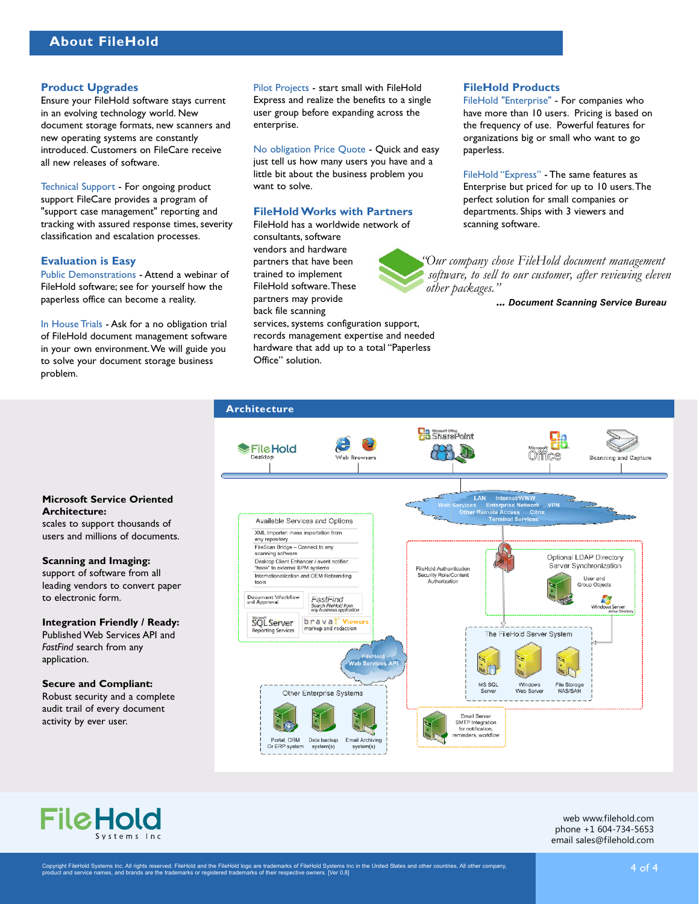## About FileHold

### Product Upgrades

Ensure your FileHold software stays current in an evolving technology world. New document storage formats, new scanners and new operating systems are constantly introduced. Customers on FileCare receive all new releases of software.

Technical Support - For ongoing product support FileCare provides a program of "support case management" reporting and tracking with assured response times, severity classification and escalation processes.

### Evaluation is Easy

Public Demonstrations - Attend a webinar of FileHold software; see for yourself how the paperless office can become a reality.

In House Trials - Ask for a no obligation trial of FileHold document management software in your own environment. We will guide you to solve your document storage business problem.

Pilot Projects - start small with FileHold Express and realize the benefits to a single user group before expanding across the enterprise.

No obligation Price Quote - Quick and easy just tell us how many users you have and a little bit about the business problem you want to solve.

### FileHold Works with Partners

FileHold has a worldwide network of consultants, software vendors and hardware partners that have been trained to implement FileHold software. These partners may provide back file scanning services, systems configuration support, records management expertise and needed hardware that add up to a total "Paperless Office" solution.

### FileHold Products

FileHold "Enterprise" - For companies who have more than 10 users. Pricing is based on the frequency of use. Powerful features for organizations big or small who want to go paperless.

FileHold "Express" - The same features as Enterprise but priced for up to 10 users. The perfect solution for small companies or departments. Ships with 3 viewers and scanning software.

*"Our company chose FileHold document management software, to sell to our customer, after reviewing eleven other packages."*

***... Document Scanning Service Bureau***

## Architecture

**Microsoft Service Oriented Architecture:** scales to support thousands of users and millions of documents.

**Scanning and Imaging:** support of software from all leading vendors to convert paper to electronic form.

**Integration Friendly / Ready:** Published Web Services API and *FastFind* search from any application.

**Secure and Compliant:** Robust security and a complete audit trail of every document activity by ever user.

FileHold Desktop
Web Browsers
Microsoft Office SharePoint
Microsoft Office
Scanning and Capture

LAN Internet/WWW
Web Services Enterprise Network VPN
Other Remote Access Citrix
Terminal Services

Available Services and Options
XML Importer: mass importation from any repository
FileScan Bridge – Connect to any scanning software
Desktop Client Enhancer / event notifier "hook" to external BPM systems
Internationalization and OEM Rebranding tools
Document Workflow and Approval
FastFind Search FileHold from any business application
Microsoft SQL Server Reporting Services
brava! Viewers markup and redaction

FileHold Web Services API

Other Enterprise Systems
Portal, CRM Or ERP system
Data backup system(s)
Email Archiving system(s)

FileHold Authentication Security Role/Content Authorization

Optional LDAP Directory Server Synchronization
User and Group Objects
Windows Server Active Directory

The FileHold Server System
MS SQL Server
Windows Web Server
File Storage NAS/SAN

Email Server SMTP Integration for notification, reminders, workflow

**FileHold** Systems Inc

web www.filehold.com
phone +1 604-734-5653
email sales@filehold.com

Copyright FileHold Systems Inc. All rights reserved. FileHold and the FileHold logo are trademarks of FileHold Systems Inc in the United States and other countries. All other company, product and service names, and brands are the trademarks or registered trademarks of their respective owners. [Ver 0.8]